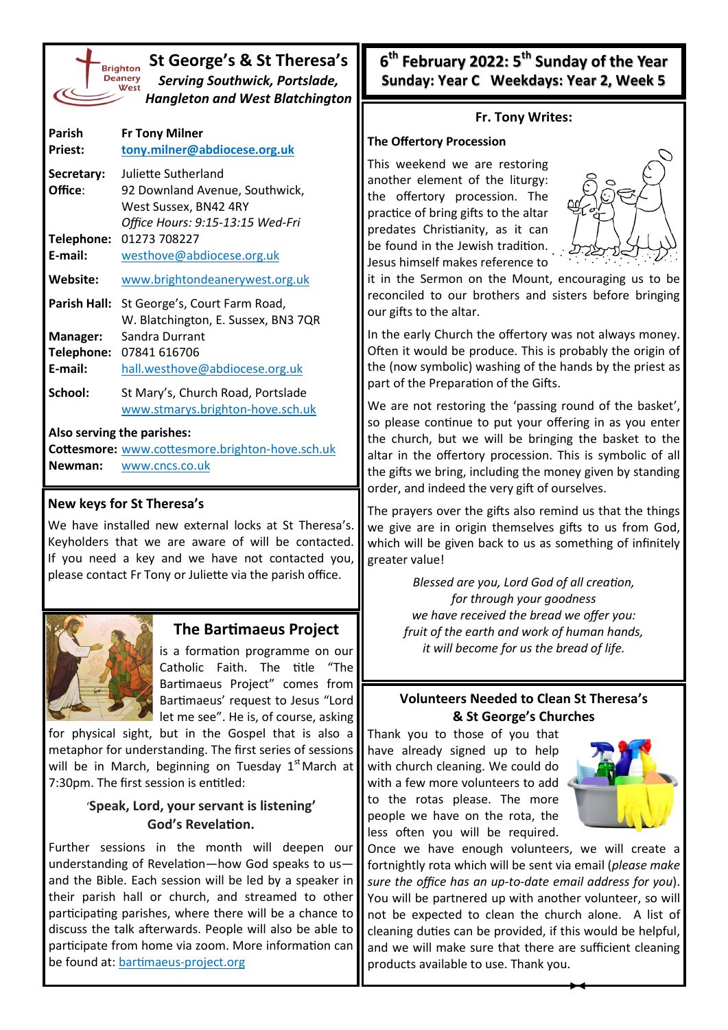# St George's & St Theresa's

*Serving Southwick, Portslade, Hangleton and West Blatchington*

| | |
|---|---|
| **Parish Priest:** | **Fr Tony Milner** **tony.milner@abdiocese.org.uk** |
| **Secretary: Office:** | Juliette Sutherland 92 Downland Avenue, Southwick, West Sussex, BN42 4RY *Office Hours: 9:15-13:15 Wed-Fri* |
| **Telephone:** | 01273 708227 |
| **E-mail:** | westhove@abdiocese.org.uk |
| **Website:** | www.brightondeanerywest.org.uk |
| **Parish Hall:** | St George's, Court Farm Road, W. Blatchington, E. Sussex, BN3 7QR |
| **Manager:** | Sandra Durrant |
| **Telephone:** | 07841 616706 |
| **E-mail:** | hall.westhove@abdiocese.org.uk |
| **School:** | St Mary's, Church Road, Portslade www.stmarys.brighton-hove.sch.uk |

**Also serving the parishes:**
**Cottesmore:** www.cottesmore.brighton-hove.sch.uk
**Newman:** www.cncs.co.uk

## New keys for St Theresa's

We have installed new external locks at St Theresa's. Keyholders that we are aware of will be contacted. If you need a key and we have not contacted you, please contact Fr Tony or Juliette via the parish office.

## The Bartimaeus Project

is a formation programme on our Catholic Faith. The title "The Bartimaeus Project" comes from Bartimaeus' request to Jesus "Lord let me see". He is, of course, asking for physical sight, but in the Gospel that is also a metaphor for understanding. The first series of sessions will be in March, beginning on Tuesday 1st March at 7:30pm. The first session is entitled:

**'Speak, Lord, your servant is listening'**
**God's Revelation.**

Further sessions in the month will deepen our understanding of Revelation—how God speaks to us—and the Bible. Each session will be led by a speaker in their parish hall or church, and streamed to other participating parishes, where there will be a chance to discuss the talk afterwards. People will also be able to participate from home via zoom. More information can be found at: bartimaeus-project.org

# 6th February 2022: 5th Sunday of the Year

**Sunday: Year C Weekdays: Year 2, Week 5**

## Fr. Tony Writes:

### The Offertory Procession

This weekend we are restoring another element of the liturgy: the offertory procession. The practice of bring gifts to the altar predates Christianity, as it can be found in the Jewish tradition. Jesus himself makes reference to it in the Sermon on the Mount, encouraging us to be reconciled to our brothers and sisters before bringing our gifts to the altar.

In the early Church the offertory was not always money. Often it would be produce. This is probably the origin of the (now symbolic) washing of the hands by the priest as part of the Preparation of the Gifts.

We are not restoring the 'passing round of the basket', so please continue to put your offering in as you enter the church, but we will be bringing the basket to the altar in the offertory procession. This is symbolic of all the gifts we bring, including the money given by standing order, and indeed the very gift of ourselves.

The prayers over the gifts also remind us that the things we give are in origin themselves gifts to us from God, which will be given back to us as something of infinitely greater value!

*Blessed are you, Lord God of all creation,*
*for through your goodness*
*we have received the bread we offer you:*
*fruit of the earth and work of human hands,*
*it will become for us the bread of life.*

## Volunteers Needed to Clean St Theresa's & St George's Churches

Thank you to those of you that have already signed up to help with church cleaning. We could do with a few more volunteers to add to the rotas please. The more people we have on the rota, the less often you will be required. Once we have enough volunteers, we will create a fortnightly rota which will be sent via email (*please make sure the office has an up-to-date email address for you*). You will be partnered up with another volunteer, so will not be expected to clean the church alone. A list of cleaning duties can be provided, if this would be helpful, and we will make sure that there are sufficient cleaning products available to use. Thank you.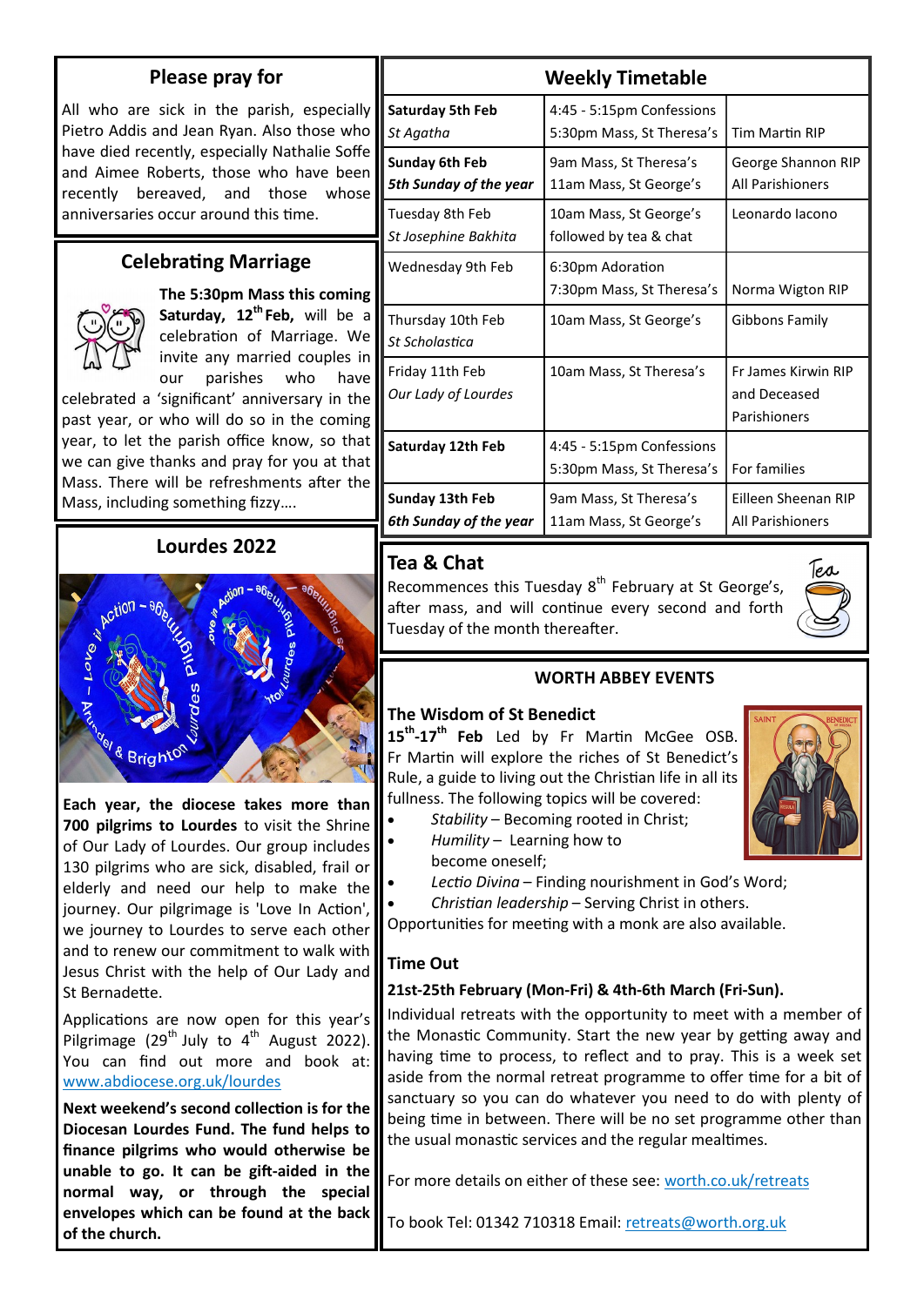## Please pray for

All who are sick in the parish, especially Pietro Addis and Jean Ryan. Also those who have died recently, especially Nathalie Soffe and Aimee Roberts, those who have been recently bereaved, and those whose anniversaries occur around this time.

## Celebrating Marriage

**The 5:30pm Mass this coming Saturday, 12th Feb,** will be a celebration of Marriage. We invite any married couples in our parishes who have celebrated a 'significant' anniversary in the past year, or who will do so in the coming year, to let the parish office know, so that we can give thanks and pray for you at that Mass. There will be refreshments after the Mass, including something fizzy….

## Lourdes 2022

**Each year, the diocese takes more than 700 pilgrims to Lourdes** to visit the Shrine of Our Lady of Lourdes. Our group includes 130 pilgrims who are sick, disabled, frail or elderly and need our help to make the journey. Our pilgrimage is 'Love In Action', we journey to Lourdes to serve each other and to renew our commitment to walk with Jesus Christ with the help of Our Lady and St Bernadette.

Applications are now open for this year's Pilgrimage (29th July to 4th August 2022). You can find out more and book at: www.abdiocese.org.uk/lourdes

**Next weekend's second collection is for the Diocesan Lourdes Fund. The fund helps to finance pilgrims who would otherwise be unable to go. It can be gift-aided in the normal way, or through the special envelopes which can be found at the back of the church.**

## Weekly Timetable

| | | |
|---|---|---|
| **Saturday 5th Feb**<br>*St Agatha* | 4:45 - 5:15pm Confessions<br>5:30pm Mass, St Theresa's | Tim Martin RIP |
| **Sunday 6th Feb**<br>***5th Sunday of the year*** | 9am Mass, St Theresa's<br>11am Mass, St George's | George Shannon RIP<br>All Parishioners |
| Tuesday 8th Feb<br>*St Josephine Bakhita* | 10am Mass, St George's<br>followed by tea & chat | Leonardo Iacono |
| Wednesday 9th Feb | 6:30pm Adoration<br>7:30pm Mass, St Theresa's | Norma Wigton RIP |
| Thursday 10th Feb<br>*St Scholastica* | 10am Mass, St George's | Gibbons Family |
| Friday 11th Feb<br>*Our Lady of Lourdes* | 10am Mass, St Theresa's | Fr James Kirwin RIP and Deceased Parishioners |
| **Saturday 12th Feb** | 4:45 - 5:15pm Confessions<br>5:30pm Mass, St Theresa's | For families |
| **Sunday 13th Feb**<br>***6th Sunday of the year*** | 9am Mass, St Theresa's<br>11am Mass, St George's | Eilleen Sheenan RIP<br>All Parishioners |

## Tea & Chat

Recommences this Tuesday 8th February at St George's, after mass, and will continue every second and forth Tuesday of the month thereafter.

## WORTH ABBEY EVENTS

### The Wisdom of St Benedict

**15th-17th Feb** Led by Fr Martin McGee OSB. Fr Martin will explore the riches of St Benedict's Rule, a guide to living out the Christian life in all its fullness. The following topics will be covered:

- *Stability* – Becoming rooted in Christ;
- *Humility* – Learning how to become oneself;
- *Lectio Divina* – Finding nourishment in God's Word;
- *Christian leadership* – Serving Christ in others.

Opportunities for meeting with a monk are also available.

### Time Out

**21st-25th February (Mon-Fri) & 4th-6th March (Fri-Sun).**

Individual retreats with the opportunity to meet with a member of the Monastic Community. Start the new year by getting away and having time to process, to reflect and to pray. This is a week set aside from the normal retreat programme to offer time for a bit of sanctuary so you can do whatever you need to do with plenty of being time in between. There will be no set programme other than the usual monastic services and the regular mealtimes.

For more details on either of these see: worth.co.uk/retreats

To book Tel: 01342 710318 Email: retreats@worth.org.uk